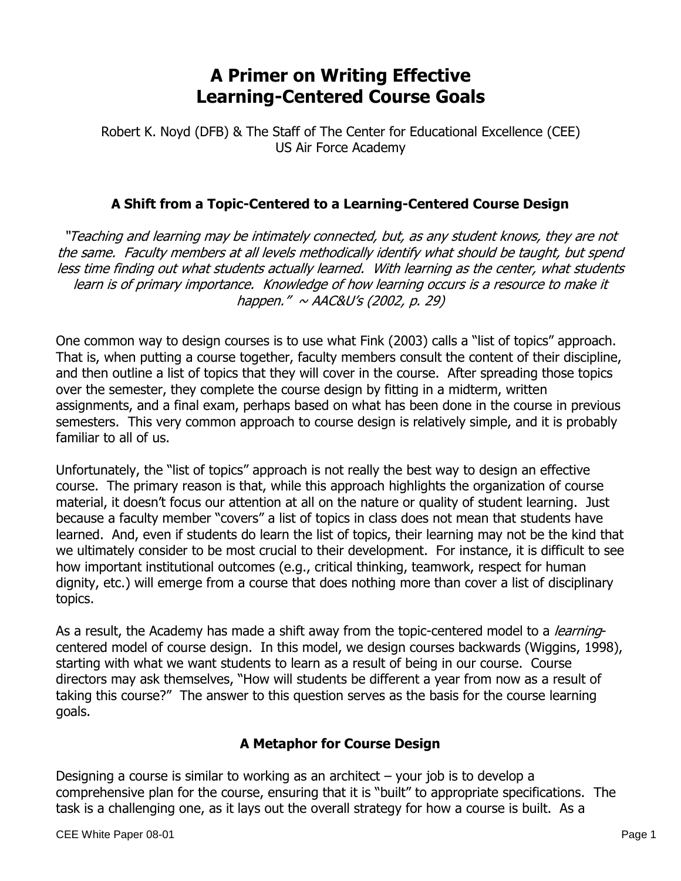# A Primer on Writing Effective Learning-Centered Course Goals

Robert K. Noyd (DFB) & The Staff of The Center for Educational Excellence (CEE)
US Air Force Academy

## A Shift from a Topic-Centered to a Learning-Centered Course Design

*"Teaching and learning may be intimately connected, but, as any student knows, they are not the same. Faculty members at all levels methodically identify what should be taught, but spend less time finding out what students actually learned. With learning as the center, what students learn is of primary importance. Knowledge of how learning occurs is a resource to make it happen." ~ AAC&U's (2002, p. 29)*

One common way to design courses is to use what Fink (2003) calls a "list of topics" approach. That is, when putting a course together, faculty members consult the content of their discipline, and then outline a list of topics that they will cover in the course. After spreading those topics over the semester, they complete the course design by fitting in a midterm, written assignments, and a final exam, perhaps based on what has been done in the course in previous semesters. This very common approach to course design is relatively simple, and it is probably familiar to all of us.

Unfortunately, the "list of topics" approach is not really the best way to design an effective course. The primary reason is that, while this approach highlights the organization of course material, it doesn't focus our attention at all on the nature or quality of student learning. Just because a faculty member "covers" a list of topics in class does not mean that students have learned. And, even if students do learn the list of topics, their learning may not be the kind that we ultimately consider to be most crucial to their development. For instance, it is difficult to see how important institutional outcomes (e.g., critical thinking, teamwork, respect for human dignity, etc.) will emerge from a course that does nothing more than cover a list of disciplinary topics.

As a result, the Academy has made a shift away from the topic-centered model to a *learning*-centered model of course design. In this model, we design courses backwards (Wiggins, 1998), starting with what we want students to learn as a result of being in our course. Course directors may ask themselves, "How will students be different a year from now as a result of taking this course?" The answer to this question serves as the basis for the course learning goals.

## A Metaphor for Course Design

Designing a course is similar to working as an architect – your job is to develop a comprehensive plan for the course, ensuring that it is "built" to appropriate specifications. The task is a challenging one, as it lays out the overall strategy for how a course is built. As a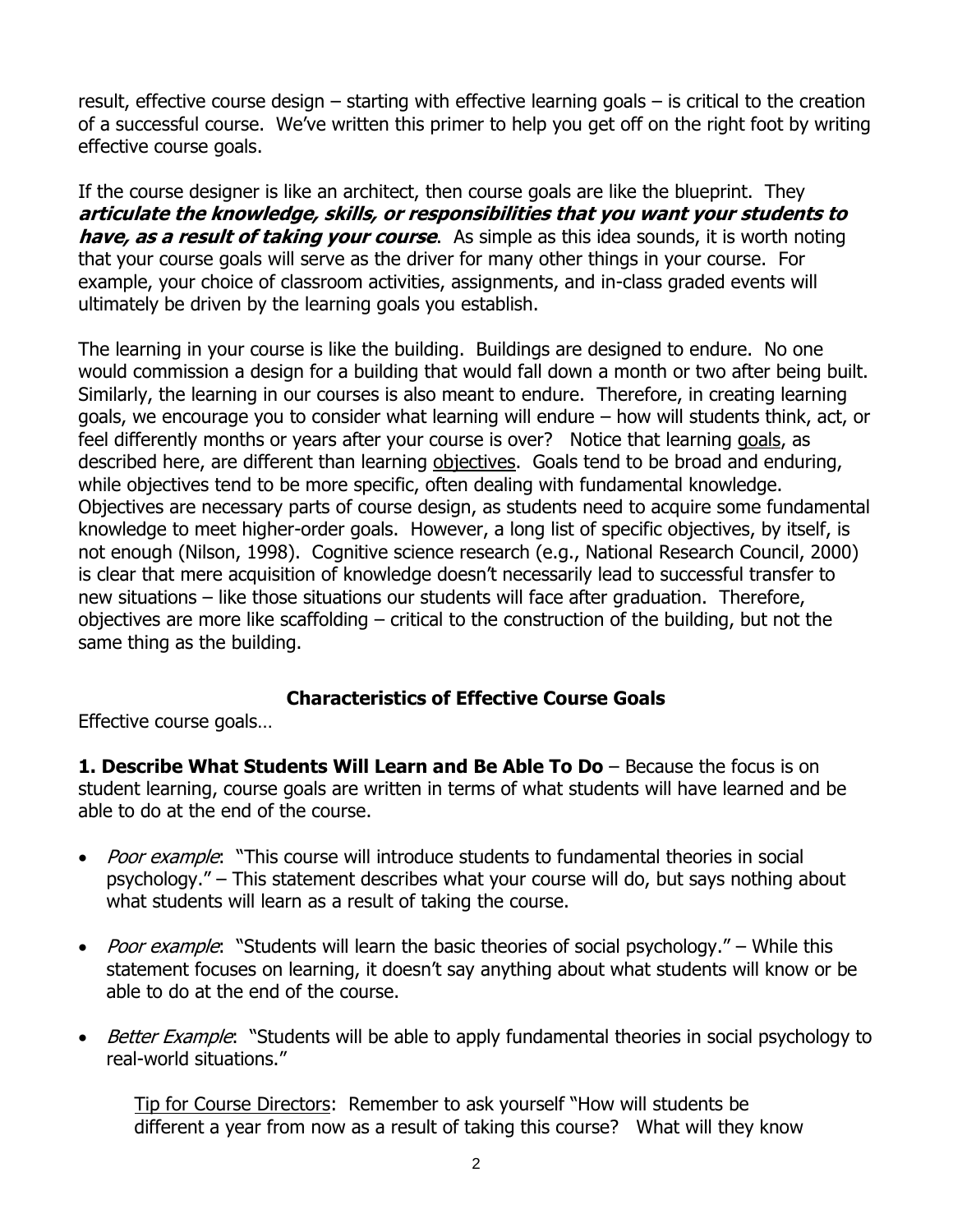result, effective course design – starting with effective learning goals – is critical to the creation of a successful course. We've written this primer to help you get off on the right foot by writing effective course goals.

If the course designer is like an architect, then course goals are like the blueprint. They ***articulate the knowledge, skills, or responsibilities that you want your students to have, as a result of taking your course***. As simple as this idea sounds, it is worth noting that your course goals will serve as the driver for many other things in your course. For example, your choice of classroom activities, assignments, and in-class graded events will ultimately be driven by the learning goals you establish.

The learning in your course is like the building. Buildings are designed to endure. No one would commission a design for a building that would fall down a month or two after being built. Similarly, the learning in our courses is also meant to endure. Therefore, in creating learning goals, we encourage you to consider what learning will endure – how will students think, act, or feel differently months or years after your course is over? Notice that learning <u>goals</u>, as described here, are different than learning <u>objectives</u>. Goals tend to be broad and enduring, while objectives tend to be more specific, often dealing with fundamental knowledge. Objectives are necessary parts of course design, as students need to acquire some fundamental knowledge to meet higher-order goals. However, a long list of specific objectives, by itself, is not enough (Nilson, 1998). Cognitive science research (e.g., National Research Council, 2000) is clear that mere acquisition of knowledge doesn't necessarily lead to successful transfer to new situations – like those situations our students will face after graduation. Therefore, objectives are more like scaffolding – critical to the construction of the building, but not the same thing as the building.

## Characteristics of Effective Course Goals

Effective course goals…

**1. Describe What Students Will Learn and Be Able To Do** – Because the focus is on student learning, course goals are written in terms of what students will have learned and be able to do at the end of the course.

- *Poor example*: "This course will introduce students to fundamental theories in social psychology." – This statement describes what your course will do, but says nothing about what students will learn as a result of taking the course.

- *Poor example*: "Students will learn the basic theories of social psychology." – While this statement focuses on learning, it doesn't say anything about what students will know or be able to do at the end of the course.

- *Better Example*: "Students will be able to apply fundamental theories in social psychology to real-world situations."

<u>Tip for Course Directors</u>: Remember to ask yourself "How will students be different a year from now as a result of taking this course? What will they know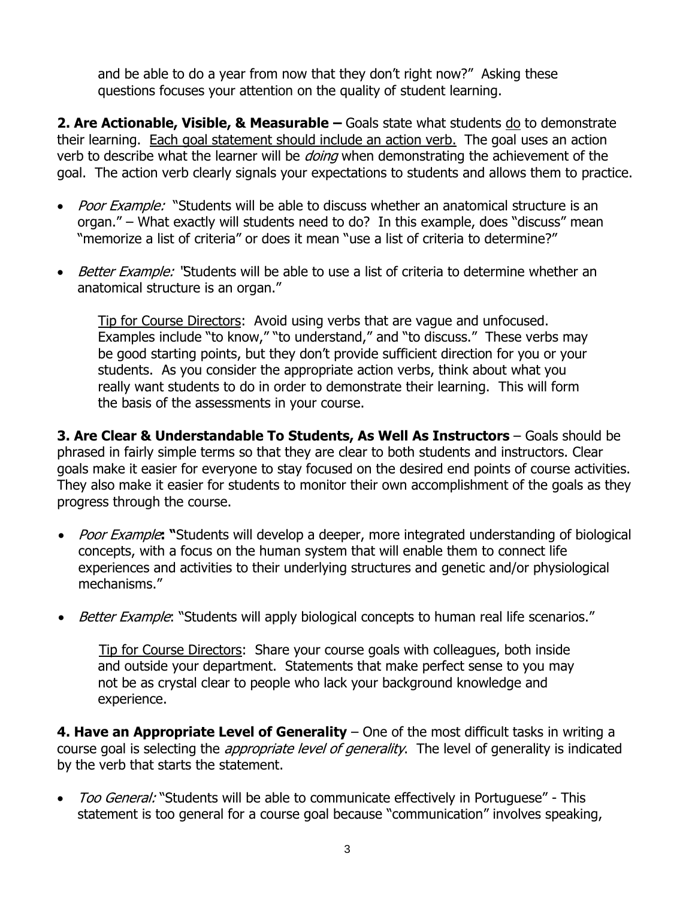and be able to do a year from now that they don't right now?" Asking these questions focuses your attention on the quality of student learning.

**2. Are Actionable, Visible, & Measurable –** Goals state what students <u>do</u> to demonstrate their learning. <u>Each goal statement should include an action verb.</u> The goal uses an action verb to describe what the learner will be *doing* when demonstrating the achievement of the goal. The action verb clearly signals your expectations to students and allows them to practice.

- *Poor Example:* "Students will be able to discuss whether an anatomical structure is an organ." – What exactly will students need to do? In this example, does "discuss" mean "memorize a list of criteria" or does it mean "use a list of criteria to determine?"
- *Better Example:* "Students will be able to use a list of criteria to determine whether an anatomical structure is an organ."

> <u>Tip for Course Directors</u>: Avoid using verbs that are vague and unfocused. Examples include "to know," "to understand," and "to discuss." These verbs may be good starting points, but they don't provide sufficient direction for you or your students. As you consider the appropriate action verbs, think about what you really want students to do in order to demonstrate their learning. This will form the basis of the assessments in your course.

**3. Are Clear & Understandable To Students, As Well As Instructors** – Goals should be phrased in fairly simple terms so that they are clear to both students and instructors. Clear goals make it easier for everyone to stay focused on the desired end points of course activities. They also make it easier for students to monitor their own accomplishment of the goals as they progress through the course.

- *Poor Example***: "**Students will develop a deeper, more integrated understanding of biological concepts, with a focus on the human system that will enable them to connect life experiences and activities to their underlying structures and genetic and/or physiological mechanisms."
- *Better Example*: "Students will apply biological concepts to human real life scenarios."

> <u>Tip for Course Directors</u>: Share your course goals with colleagues, both inside and outside your department. Statements that make perfect sense to you may not be as crystal clear to people who lack your background knowledge and experience.

**4. Have an Appropriate Level of Generality** – One of the most difficult tasks in writing a course goal is selecting the *appropriate level of generality*. The level of generality is indicated by the verb that starts the statement.

- *Too General:* "Students will be able to communicate effectively in Portuguese" - This statement is too general for a course goal because "communication" involves speaking,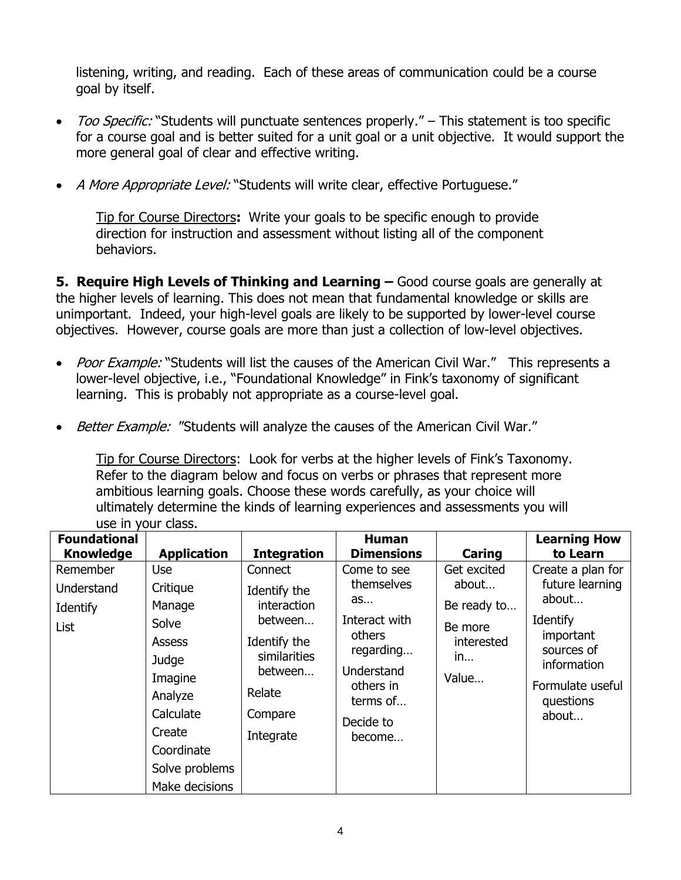listening, writing, and reading. Each of these areas of communication could be a course goal by itself.

- *Too Specific:* "Students will punctuate sentences properly." – This statement is too specific for a course goal and is better suited for a unit goal or a unit objective. It would support the more general goal of clear and effective writing.
- *A More Appropriate Level:* "Students will write clear, effective Portuguese."

> <u>Tip for Course Directors</u>**:** Write your goals to be specific enough to provide direction for instruction and assessment without listing all of the component behaviors.

**5. Require High Levels of Thinking and Learning –** Good course goals are generally at the higher levels of learning. This does not mean that fundamental knowledge or skills are unimportant. Indeed, your high-level goals are likely to be supported by lower-level course objectives. However, course goals are more than just a collection of low-level objectives.

- *Poor Example:* "Students will list the causes of the American Civil War." This represents a lower-level objective, i.e., "Foundational Knowledge" in Fink's taxonomy of significant learning. This is probably not appropriate as a course-level goal.
- *Better Example:* "Students will analyze the causes of the American Civil War."

> <u>Tip for Course Directors</u>: Look for verbs at the higher levels of Fink's Taxonomy. Refer to the diagram below and focus on verbs or phrases that represent more ambitious learning goals. Choose these words carefully, as your choice will ultimately determine the kinds of learning experiences and assessments you will use in your class.

| Foundational Knowledge | Application | Integration | Human Dimensions | Caring | Learning How to Learn |
|---|---|---|---|---|---|
| Remember<br>Understand<br>Identify<br>List | Use<br>Critique<br>Manage<br>Solve<br>Assess<br>Judge<br>Imagine<br>Analyze<br>Calculate<br>Create<br>Coordinate<br>Solve problems<br>Make decisions | Connect<br>Identify the interaction between…<br>Identify the similarities between…<br>Relate<br>Compare<br>Integrate | Come to see themselves as…<br>Interact with others regarding…<br>Understand others in terms of…<br>Decide to become… | Get excited about…<br>Be ready to…<br>Be more interested in…<br>Value… | Create a plan for future learning about…<br>Identify important sources of information<br>Formulate useful questions about… |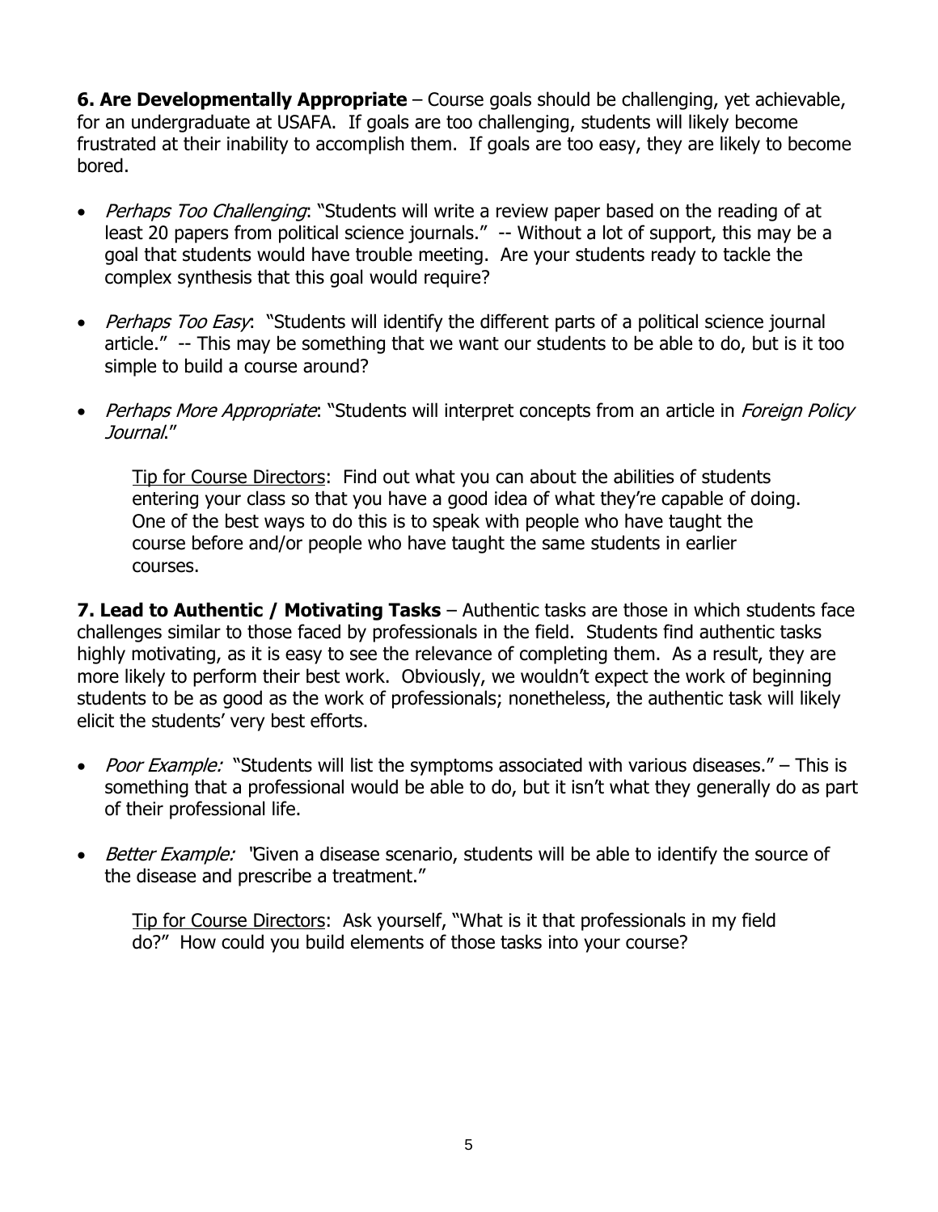**6. Are Developmentally Appropriate** – Course goals should be challenging, yet achievable, for an undergraduate at USAFA. If goals are too challenging, students will likely become frustrated at their inability to accomplish them. If goals are too easy, they are likely to become bored.

- *Perhaps Too Challenging*: "Students will write a review paper based on the reading of at least 20 papers from political science journals." -- Without a lot of support, this may be a goal that students would have trouble meeting. Are your students ready to tackle the complex synthesis that this goal would require?

- *Perhaps Too Easy*: "Students will identify the different parts of a political science journal article." -- This may be something that we want our students to be able to do, but is it too simple to build a course around?

- *Perhaps More Appropriate*: "Students will interpret concepts from an article in *Foreign Policy Journal*."

> <u>Tip for Course Directors</u>: Find out what you can about the abilities of students entering your class so that you have a good idea of what they're capable of doing. One of the best ways to do this is to speak with people who have taught the course before and/or people who have taught the same students in earlier courses.

**7. Lead to Authentic / Motivating Tasks** – Authentic tasks are those in which students face challenges similar to those faced by professionals in the field. Students find authentic tasks highly motivating, as it is easy to see the relevance of completing them. As a result, they are more likely to perform their best work. Obviously, we wouldn't expect the work of beginning students to be as good as the work of professionals; nonetheless, the authentic task will likely elicit the students' very best efforts.

- *Poor Example:* "Students will list the symptoms associated with various diseases." – This is something that a professional would be able to do, but it isn't what they generally do as part of their professional life.

- *Better Example:* "Given a disease scenario, students will be able to identify the source of the disease and prescribe a treatment."

> <u>Tip for Course Directors</u>: Ask yourself, "What is it that professionals in my field do?" How could you build elements of those tasks into your course?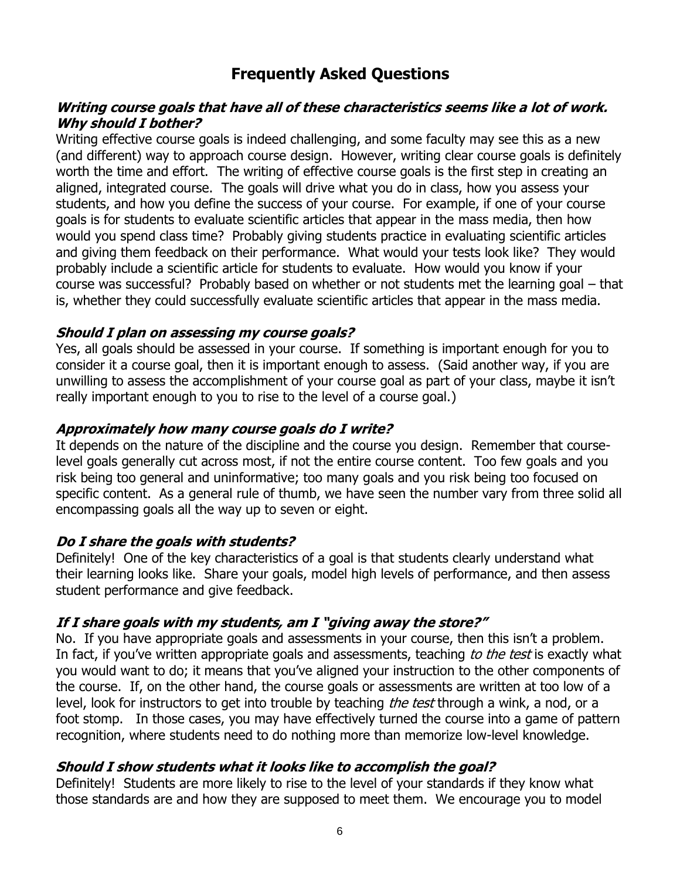## Frequently Asked Questions

### *Writing course goals that have all of these characteristics seems like a lot of work. Why should I bother?*

Writing effective course goals is indeed challenging, and some faculty may see this as a new (and different) way to approach course design. However, writing clear course goals is definitely worth the time and effort. The writing of effective course goals is the first step in creating an aligned, integrated course. The goals will drive what you do in class, how you assess your students, and how you define the success of your course. For example, if one of your course goals is for students to evaluate scientific articles that appear in the mass media, then how would you spend class time? Probably giving students practice in evaluating scientific articles and giving them feedback on their performance. What would your tests look like? They would probably include a scientific article for students to evaluate. How would you know if your course was successful? Probably based on whether or not students met the learning goal – that is, whether they could successfully evaluate scientific articles that appear in the mass media.

### *Should I plan on assessing my course goals?*

Yes, all goals should be assessed in your course. If something is important enough for you to consider it a course goal, then it is important enough to assess. (Said another way, if you are unwilling to assess the accomplishment of your course goal as part of your class, maybe it isn't really important enough to you to rise to the level of a course goal.)

### *Approximately how many course goals do I write?*

It depends on the nature of the discipline and the course you design. Remember that course-level goals generally cut across most, if not the entire course content. Too few goals and you risk being too general and uninformative; too many goals and you risk being too focused on specific content. As a general rule of thumb, we have seen the number vary from three solid all encompassing goals all the way up to seven or eight.

### *Do I share the goals with students?*

Definitely! One of the key characteristics of a goal is that students clearly understand what their learning looks like. Share your goals, model high levels of performance, and then assess student performance and give feedback.

### *If I share goals with my students, am I "giving away the store?"*

No. If you have appropriate goals and assessments in your course, then this isn't a problem. In fact, if you've written appropriate goals and assessments, teaching *to the test* is exactly what you would want to do; it means that you've aligned your instruction to the other components of the course. If, on the other hand, the course goals or assessments are written at too low of a level, look for instructors to get into trouble by teaching *the test* through a wink, a nod, or a foot stomp. In those cases, you may have effectively turned the course into a game of pattern recognition, where students need to do nothing more than memorize low-level knowledge.

### *Should I show students what it looks like to accomplish the goal?*

Definitely! Students are more likely to rise to the level of your standards if they know what those standards are and how they are supposed to meet them. We encourage you to model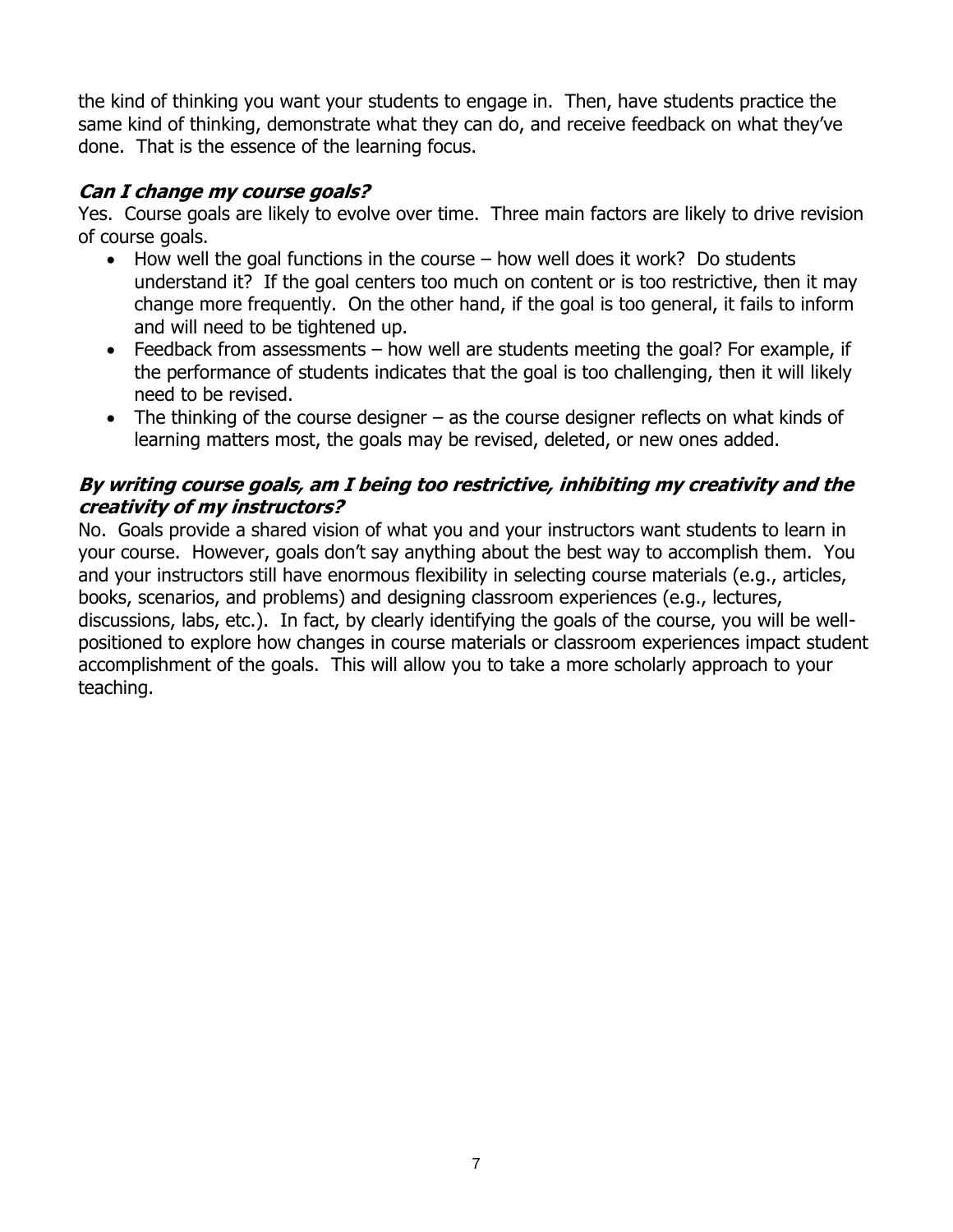the kind of thinking you want your students to engage in. Then, have students practice the same kind of thinking, demonstrate what they can do, and receive feedback on what they've done. That is the essence of the learning focus.

### ***Can I change my course goals?***

Yes. Course goals are likely to evolve over time. Three main factors are likely to drive revision of course goals.

- How well the goal functions in the course – how well does it work? Do students understand it? If the goal centers too much on content or is too restrictive, then it may change more frequently. On the other hand, if the goal is too general, it fails to inform and will need to be tightened up.
- Feedback from assessments – how well are students meeting the goal? For example, if the performance of students indicates that the goal is too challenging, then it will likely need to be revised.
- The thinking of the course designer – as the course designer reflects on what kinds of learning matters most, the goals may be revised, deleted, or new ones added.

### ***By writing course goals, am I being too restrictive, inhibiting my creativity and the creativity of my instructors?***

No. Goals provide a shared vision of what you and your instructors want students to learn in your course. However, goals don't say anything about the best way to accomplish them. You and your instructors still have enormous flexibility in selecting course materials (e.g., articles, books, scenarios, and problems) and designing classroom experiences (e.g., lectures, discussions, labs, etc.). In fact, by clearly identifying the goals of the course, you will be well-positioned to explore how changes in course materials or classroom experiences impact student accomplishment of the goals. This will allow you to take a more scholarly approach to your teaching.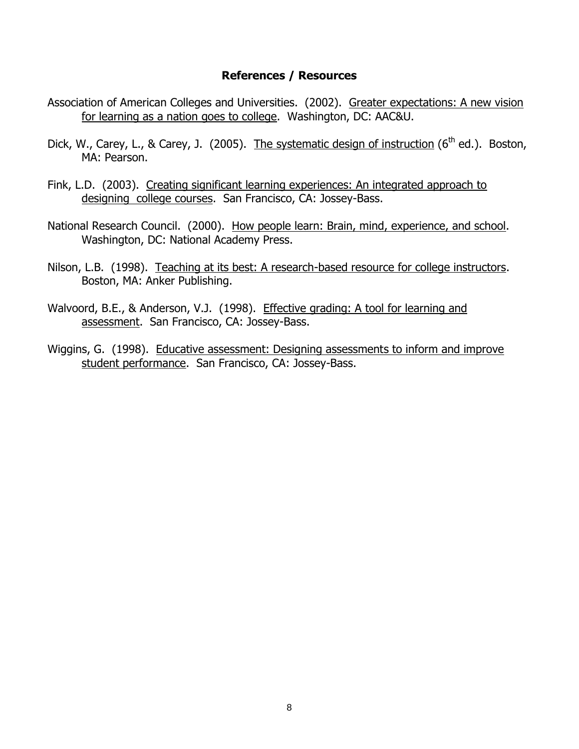## References / Resources

Association of American Colleges and Universities. (2002). Greater expectations: A new vision for learning as a nation goes to college. Washington, DC: AAC&U.

Dick, W., Carey, L., & Carey, J. (2005). The systematic design of instruction (6th ed.). Boston, MA: Pearson.

Fink, L.D. (2003). Creating significant learning experiences: An integrated approach to designing college courses. San Francisco, CA: Jossey-Bass.

National Research Council. (2000). How people learn: Brain, mind, experience, and school. Washington, DC: National Academy Press.

Nilson, L.B. (1998). Teaching at its best: A research-based resource for college instructors. Boston, MA: Anker Publishing.

Walvoord, B.E., & Anderson, V.J. (1998). Effective grading: A tool for learning and assessment. San Francisco, CA: Jossey-Bass.

Wiggins, G. (1998). Educative assessment: Designing assessments to inform and improve student performance. San Francisco, CA: Jossey-Bass.